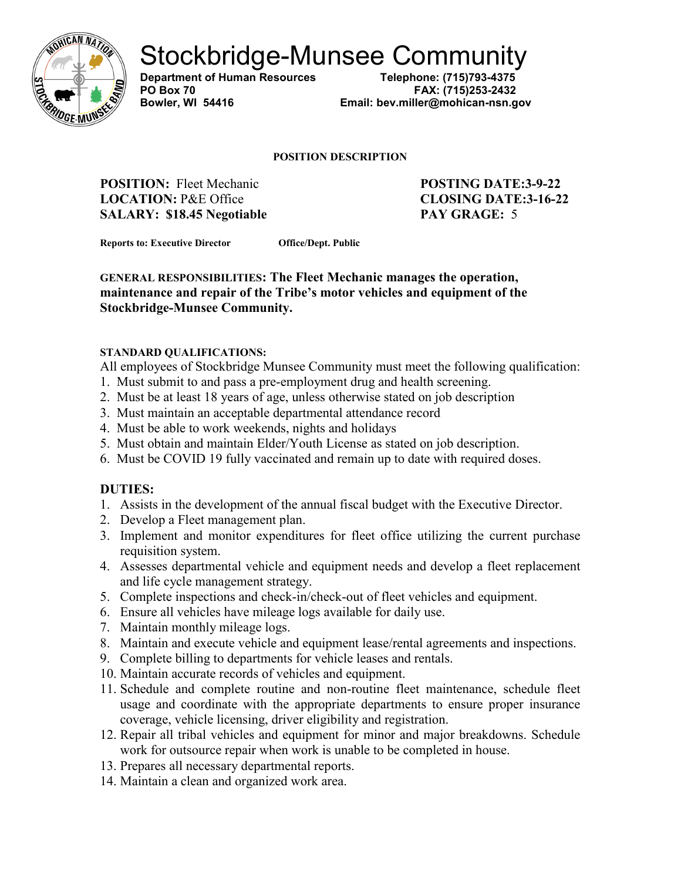# Stockbridge-Munsee Community

**Department of Human Resources**
**PO Box 70**
**Bowler, WI 54416**

**Telephone: (715)793-4375**
**FAX: (715)253-2432**
**Email: bev.miller@mohican-nsn.gov**

**POSITION DESCRIPTION**

**POSITION:** Fleet Mechanic
**LOCATION:** P&E Office
**SALARY: $18.45 Negotiable**

**POSTING DATE:3-9-22**
**CLOSING DATE:3-16-22**
**PAY GRAGE:** 5

**Reports to: Executive Director** **Office/Dept. Public**

**GENERAL RESPONSIBILITIES: The Fleet Mechanic manages the operation, maintenance and repair of the Tribe's motor vehicles and equipment of the Stockbridge-Munsee Community.**

**STANDARD QUALIFICATIONS:**

All employees of Stockbridge Munsee Community must meet the following qualification:

1. Must submit to and pass a pre-employment drug and health screening.
2. Must be at least 18 years of age, unless otherwise stated on job description
3. Must maintain an acceptable departmental attendance record
4. Must be able to work weekends, nights and holidays
5. Must obtain and maintain Elder/Youth License as stated on job description.
6. Must be COVID 19 fully vaccinated and remain up to date with required doses.

**DUTIES:**

1. Assists in the development of the annual fiscal budget with the Executive Director.
2. Develop a Fleet management plan.
3. Implement and monitor expenditures for fleet office utilizing the current purchase requisition system.
4. Assesses departmental vehicle and equipment needs and develop a fleet replacement and life cycle management strategy.
5. Complete inspections and check-in/check-out of fleet vehicles and equipment.
6. Ensure all vehicles have mileage logs available for daily use.
7. Maintain monthly mileage logs.
8. Maintain and execute vehicle and equipment lease/rental agreements and inspections.
9. Complete billing to departments for vehicle leases and rentals.
10. Maintain accurate records of vehicles and equipment.
11. Schedule and complete routine and non-routine fleet maintenance, schedule fleet usage and coordinate with the appropriate departments to ensure proper insurance coverage, vehicle licensing, driver eligibility and registration.
12. Repair all tribal vehicles and equipment for minor and major breakdowns. Schedule work for outsource repair when work is unable to be completed in house.
13. Prepares all necessary departmental reports.
14. Maintain a clean and organized work area.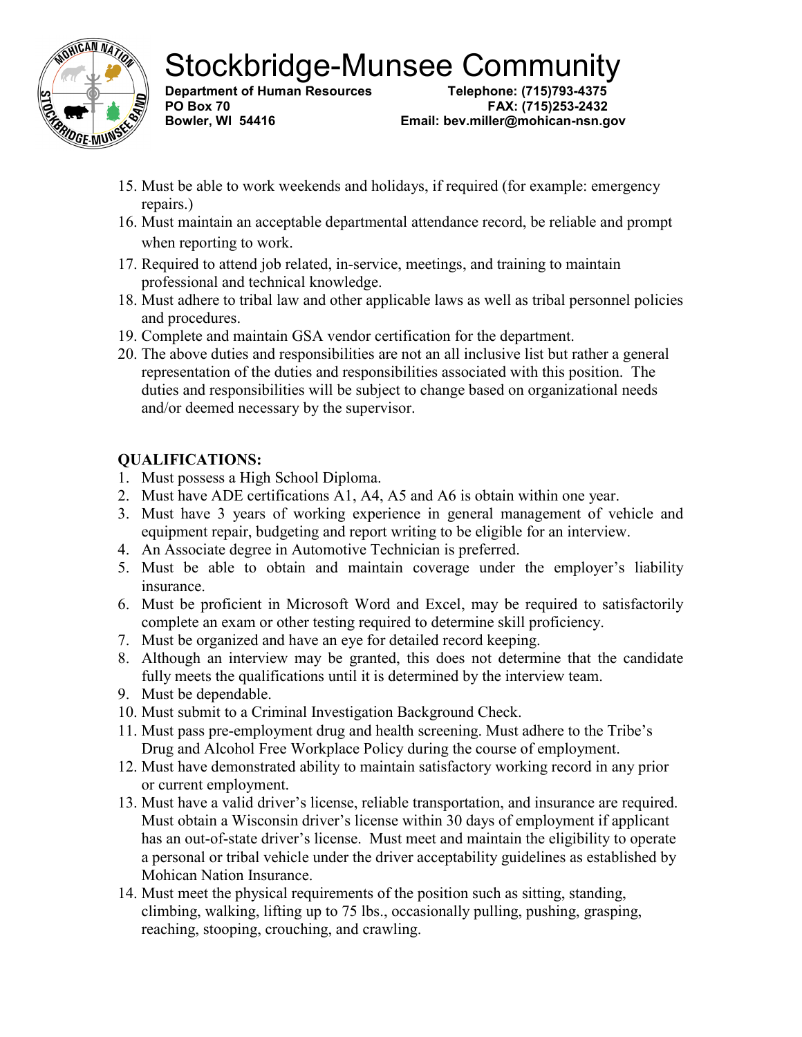15. Must be able to work weekends and holidays, if required (for example: emergency repairs.)
16. Must maintain an acceptable departmental attendance record, be reliable and prompt when reporting to work.
17. Required to attend job related, in-service, meetings, and training to maintain professional and technical knowledge.
18. Must adhere to tribal law and other applicable laws as well as tribal personnel policies and procedures.
19. Complete and maintain GSA vendor certification for the department.
20. The above duties and responsibilities are not an all inclusive list but rather a general representation of the duties and responsibilities associated with this position. The duties and responsibilities will be subject to change based on organizational needs and/or deemed necessary by the supervisor.

**QUALIFICATIONS:**

1. Must possess a High School Diploma.
2. Must have ADE certifications A1, A4, A5 and A6 is obtain within one year.
3. Must have 3 years of working experience in general management of vehicle and equipment repair, budgeting and report writing to be eligible for an interview.
4. An Associate degree in Automotive Technician is preferred.
5. Must be able to obtain and maintain coverage under the employer's liability insurance.
6. Must be proficient in Microsoft Word and Excel, may be required to satisfactorily complete an exam or other testing required to determine skill proficiency.
7. Must be organized and have an eye for detailed record keeping.
8. Although an interview may be granted, this does not determine that the candidate fully meets the qualifications until it is determined by the interview team.
9. Must be dependable.
10. Must submit to a Criminal Investigation Background Check.
11. Must pass pre-employment drug and health screening. Must adhere to the Tribe's Drug and Alcohol Free Workplace Policy during the course of employment.
12. Must have demonstrated ability to maintain satisfactory working record in any prior or current employment.
13. Must have a valid driver's license, reliable transportation, and insurance are required. Must obtain a Wisconsin driver's license within 30 days of employment if applicant has an out-of-state driver's license. Must meet and maintain the eligibility to operate a personal or tribal vehicle under the driver acceptability guidelines as established by Mohican Nation Insurance.
14. Must meet the physical requirements of the position such as sitting, standing, climbing, walking, lifting up to 75 lbs., occasionally pulling, pushing, grasping, reaching, stooping, crouching, and crawling.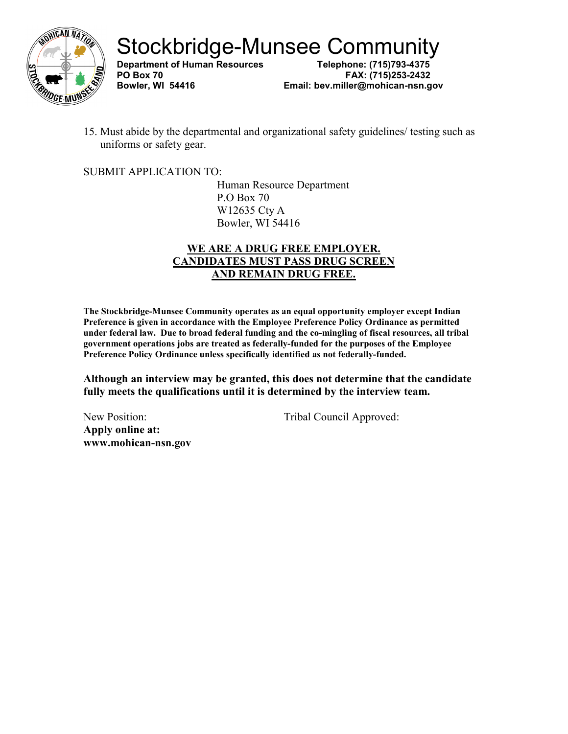# Stockbridge-Munsee Community

**Department of Human Resources**
**PO Box 70**
**Bowler, WI 54416**

**Telephone: (715)793-4375**
**FAX: (715)253-2432**
**Email: bev.miller@mohican-nsn.gov**

15. Must abide by the departmental and organizational safety guidelines/ testing such as uniforms or safety gear.

SUBMIT APPLICATION TO:

Human Resource Department
P.O Box 70
W12635 Cty A
Bowler, WI 54416

**WE ARE A DRUG FREE EMPLOYER.**
**CANDIDATES MUST PASS DRUG SCREEN**
**AND REMAIN DRUG FREE.**

**The Stockbridge-Munsee Community operates as an equal opportunity employer except Indian Preference is given in accordance with the Employee Preference Policy Ordinance as permitted under federal law. Due to broad federal funding and the co-mingling of fiscal resources, all tribal government operations jobs are treated as federally-funded for the purposes of the Employee Preference Policy Ordinance unless specifically identified as not federally-funded.**

**Although an interview may be granted, this does not determine that the candidate fully meets the qualifications until it is determined by the interview team.**

New Position: Tribal Council Approved:

**Apply online at:**
**www.mohican-nsn.gov**